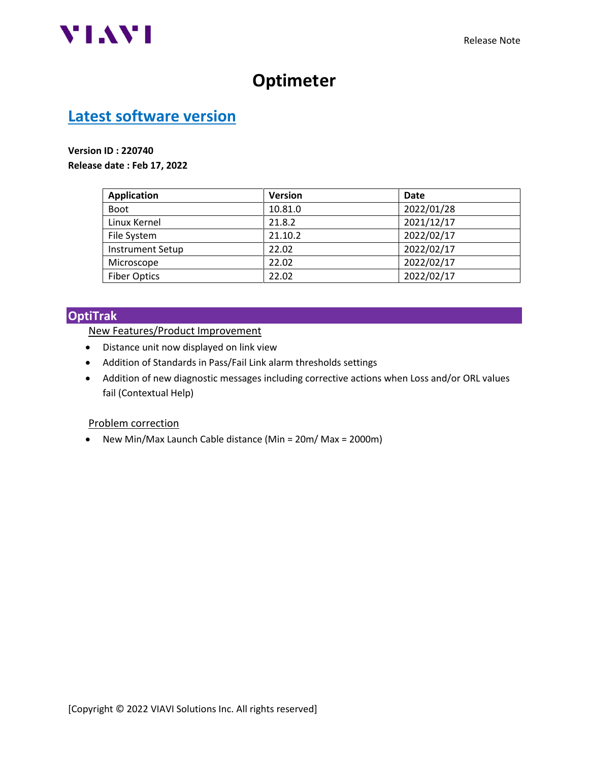# Optimeter

## Latest software version

**Version ID : 220740**
**Release date : Feb 17, 2022**

| Application | Version | Date |
|---|---|---|
| Boot | 10.81.0 | 2022/01/28 |
| Linux Kernel | 21.8.2 | 2021/12/17 |
| File System | 21.10.2 | 2022/02/17 |
| Instrument Setup | 22.02 | 2022/02/17 |
| Microscope | 22.02 | 2022/02/17 |
| Fiber Optics | 22.02 | 2022/02/17 |

## OptiTrak

New Features/Product Improvement

- Distance unit now displayed on link view
- Addition of Standards in Pass/Fail Link alarm thresholds settings
- Addition of new diagnostic messages including corrective actions when Loss and/or ORL values fail (Contextual Help)

Problem correction

- New Min/Max Launch Cable distance (Min = 20m/ Max = 2000m)

[Copyright © 2022 VIAVI Solutions Inc. All rights reserved]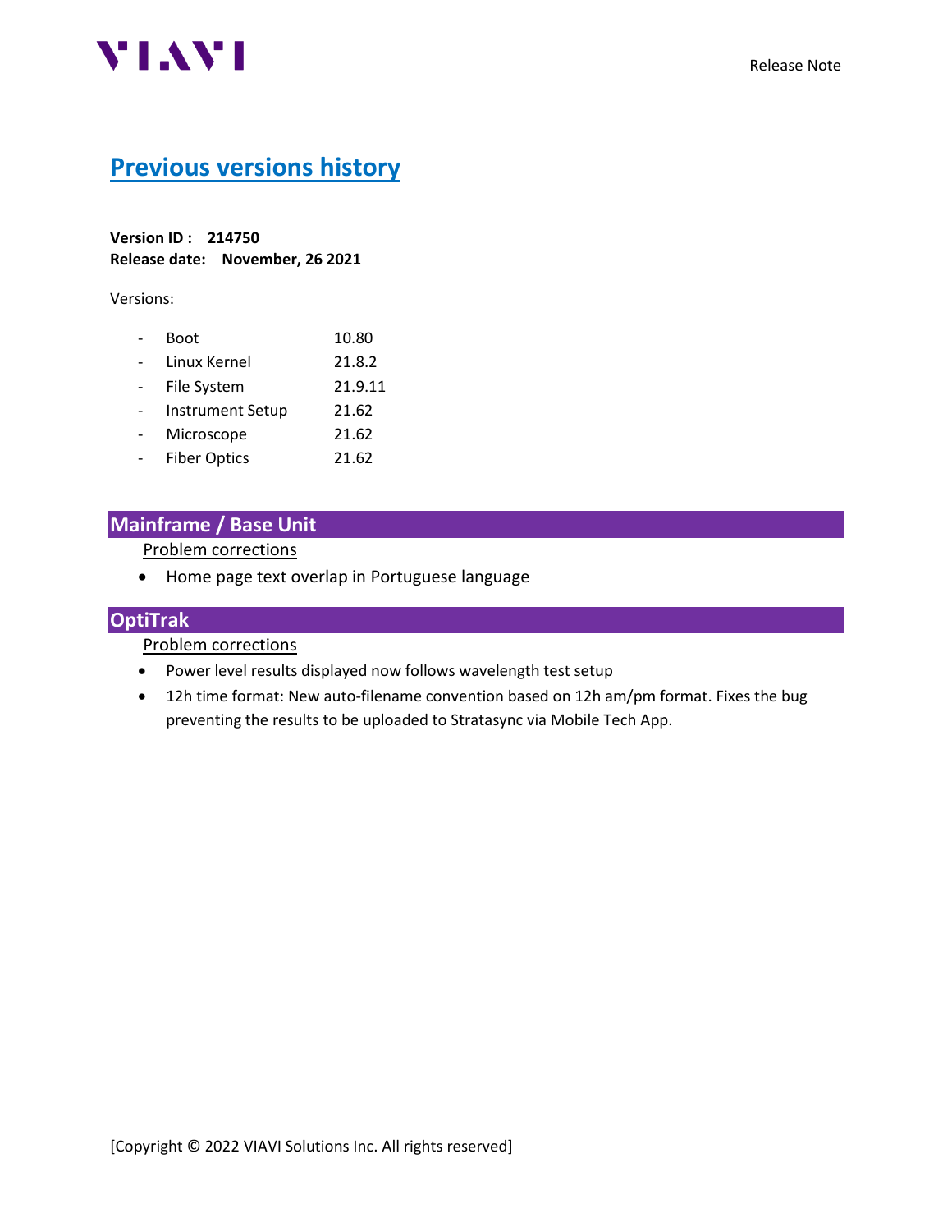# Previous versions history

**Version ID : 214750**
**Release date: November, 26 2021**

Versions:

- Boot 10.80
- Linux Kernel 21.8.2
- File System 21.9.11
- Instrument Setup 21.62
- Microscope 21.62
- Fiber Optics 21.62

## Mainframe / Base Unit

Problem corrections

- Home page text overlap in Portuguese language

## OptiTrak

Problem corrections

- Power level results displayed now follows wavelength test setup
- 12h time format: New auto-filename convention based on 12h am/pm format. Fixes the bug preventing the results to be uploaded to Stratasync via Mobile Tech App.

[Copyright © 2022 VIAVI Solutions Inc. All rights reserved]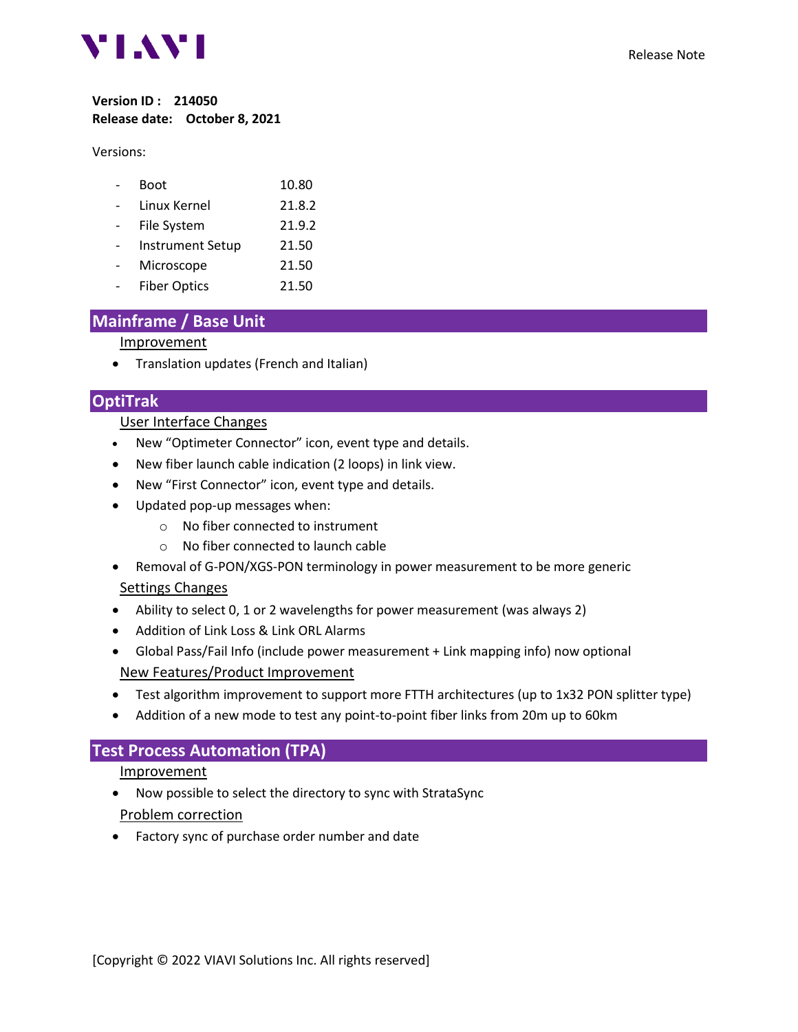**Version ID : 214050**
**Release date: October 8, 2021**

Versions:

- Boot 10.80
- Linux Kernel 21.8.2
- File System 21.9.2
- Instrument Setup 21.50
- Microscope 21.50
- Fiber Optics 21.50

## Mainframe / Base Unit

Improvement

- Translation updates (French and Italian)

## OptiTrak

User Interface Changes

- New "Optimeter Connector" icon, event type and details.
- New fiber launch cable indication (2 loops) in link view.
- New "First Connector" icon, event type and details.
- Updated pop-up messages when:
  - No fiber connected to instrument
  - No fiber connected to launch cable
- Removal of G-PON/XGS-PON terminology in power measurement to be more generic

Settings Changes

- Ability to select 0, 1 or 2 wavelengths for power measurement (was always 2)
- Addition of Link Loss & Link ORL Alarms
- Global Pass/Fail Info (include power measurement + Link mapping info) now optional

New Features/Product Improvement

- Test algorithm improvement to support more FTTH architectures (up to 1x32 PON splitter type)
- Addition of a new mode to test any point-to-point fiber links from 20m up to 60km

## Test Process Automation (TPA)

Improvement

- Now possible to select the directory to sync with StrataSync

Problem correction

- Factory sync of purchase order number and date

[Copyright © 2022 VIAVI Solutions Inc. All rights reserved]